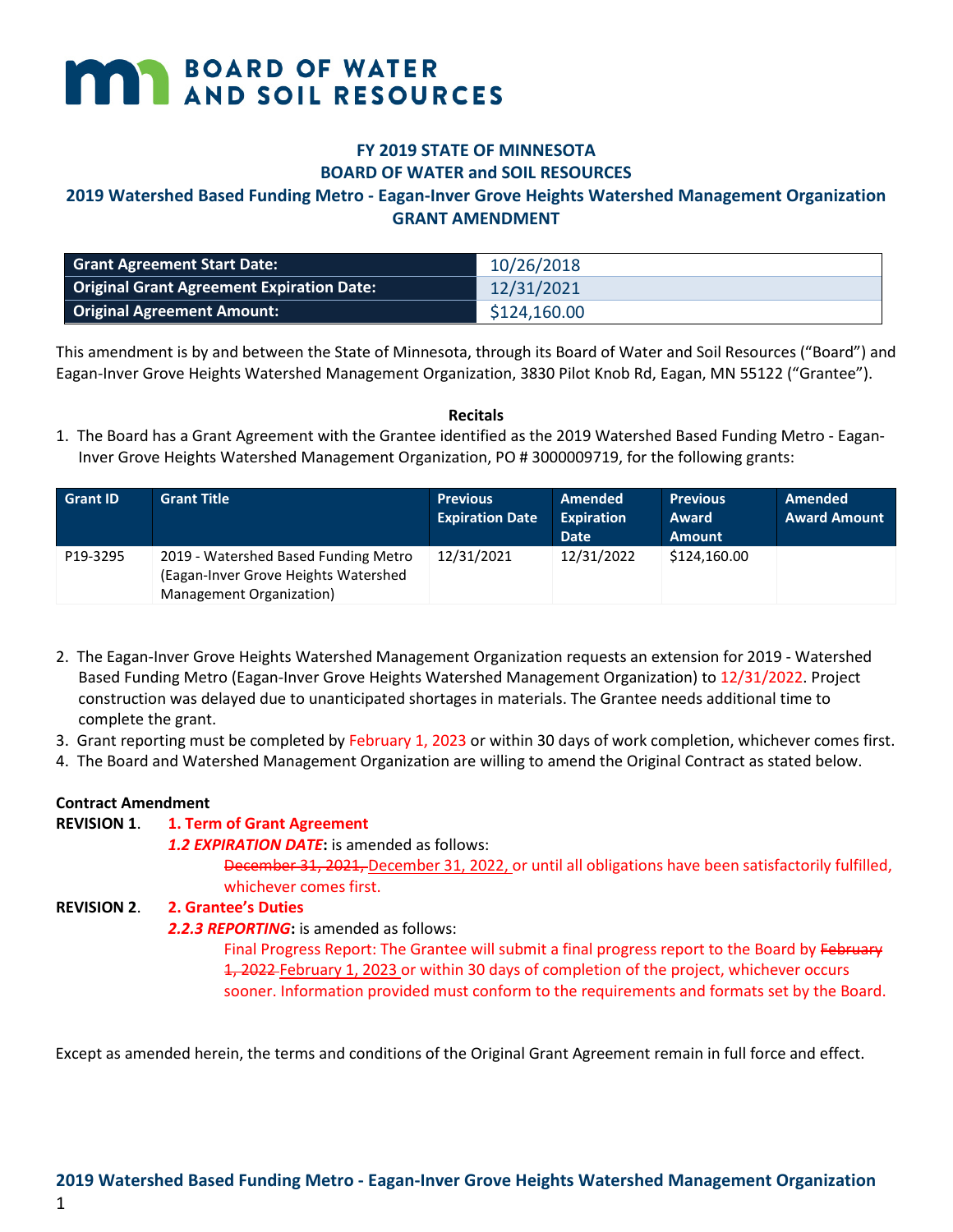**BOARD OF WATER AND SOIL RESOURCES**

**FY 2019 STATE OF MINNESOTA**
**BOARD OF WATER and SOIL RESOURCES**
**2019 Watershed Based Funding Metro - Eagan-Inver Grove Heights Watershed Management Organization**
**GRANT AMENDMENT**

| Grant Agreement Start Date: | 10/26/2018 |
|---|---|
| Original Grant Agreement Expiration Date: | 12/31/2021 |
| Original Agreement Amount: | $124,160.00 |

This amendment is by and between the State of Minnesota, through its Board of Water and Soil Resources ("Board") and Eagan-Inver Grove Heights Watershed Management Organization, 3830 Pilot Knob Rd, Eagan, MN 55122 ("Grantee").

**Recitals**

1. The Board has a Grant Agreement with the Grantee identified as the 2019 Watershed Based Funding Metro - Eagan-Inver Grove Heights Watershed Management Organization, PO # 3000009719, for the following grants:

| Grant ID | Grant Title | Previous Expiration Date | Amended Expiration Date | Previous Award Amount | Amended Award Amount |
|---|---|---|---|---|---|
| P19-3295 | 2019 - Watershed Based Funding Metro (Eagan-Inver Grove Heights Watershed Management Organization) | 12/31/2021 | 12/31/2022 | $124,160.00 | |

2. The Eagan-Inver Grove Heights Watershed Management Organization requests an extension for 2019 - Watershed Based Funding Metro (Eagan-Inver Grove Heights Watershed Management Organization) to 12/31/2022. Project construction was delayed due to unanticipated shortages in materials. The Grantee needs additional time to complete the grant.
3. Grant reporting must be completed by February 1, 2023 or within 30 days of work completion, whichever comes first.
4. The Board and Watershed Management Organization are willing to amend the Original Contract as stated below.

**Contract Amendment**

**REVISION 1**. **1. Term of Grant Agreement**

***1.2 EXPIRATION DATE*****:** is amended as follows:

~~December 31, 2021,~~ December 31, 2022, or until all obligations have been satisfactorily fulfilled, whichever comes first.

**REVISION 2**. **2. Grantee's Duties**

***2.2.3 REPORTING*****:** is amended as follows:

Final Progress Report: The Grantee will submit a final progress report to the Board by ~~February 1, 2022~~ February 1, 2023 or within 30 days of completion of the project, whichever occurs sooner. Information provided must conform to the requirements and formats set by the Board.

Except as amended herein, the terms and conditions of the Original Grant Agreement remain in full force and effect.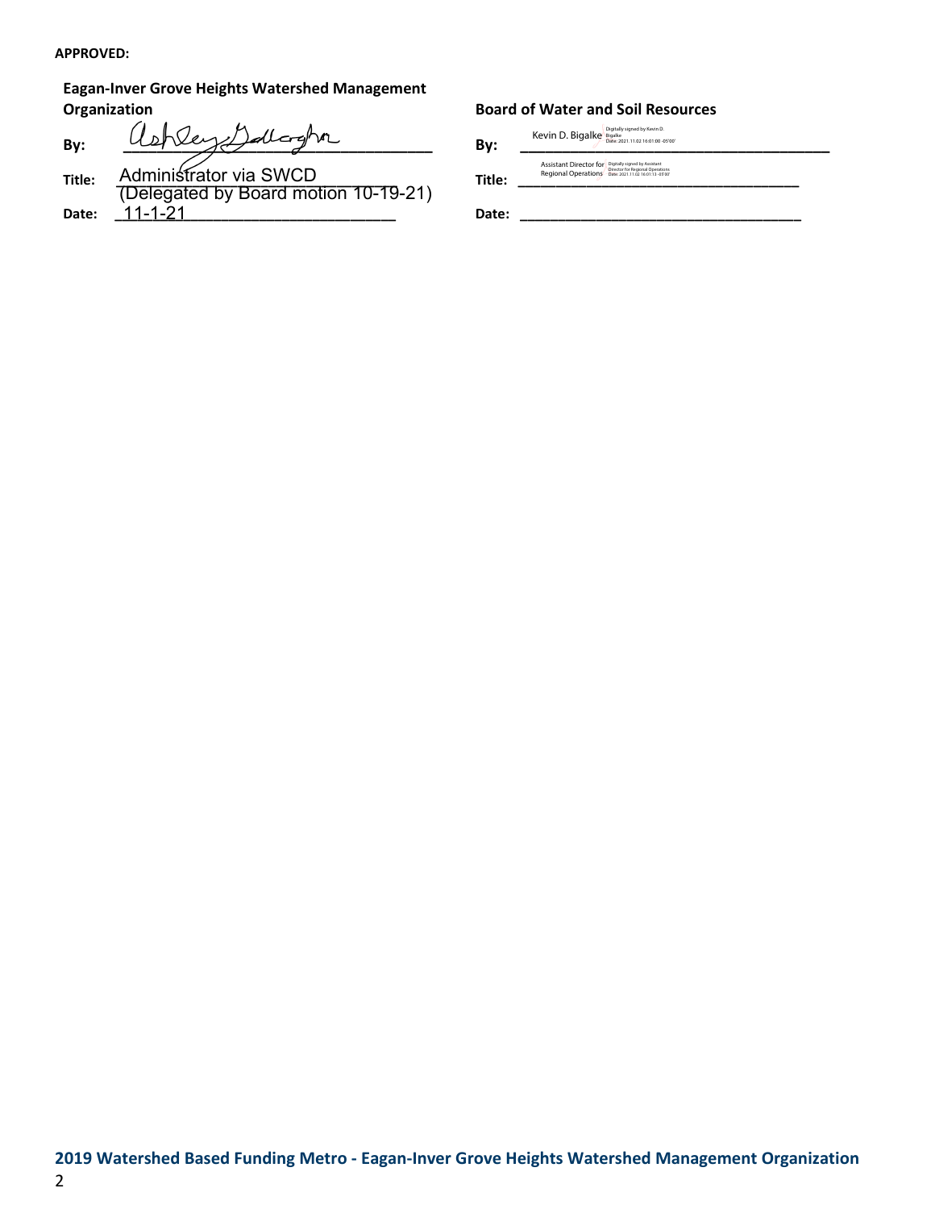**APPROVED:**

**Eagan-Inver Grove Heights Watershed Management Organization**

By: Ashley Gallagher

Title: Administrator via SWCD (Delegated by Board motion 10-19-21)

Date: 11-1-21

**Board of Water and Soil Resources**

By: Kevin D. Bigalke Digitally signed by Kevin D. Bigalke Date: 2021.11.02 16:01:00 -05'00'

Title: Assistant Director for Regional Operations Digitally signed by Assistant Director for Regional Operations Date: 2021.11.02 16:01:13 -05'00'

Date: ______________________

**2019 Watershed Based Funding Metro - Eagan-Inver Grove Heights Watershed Management Organization**